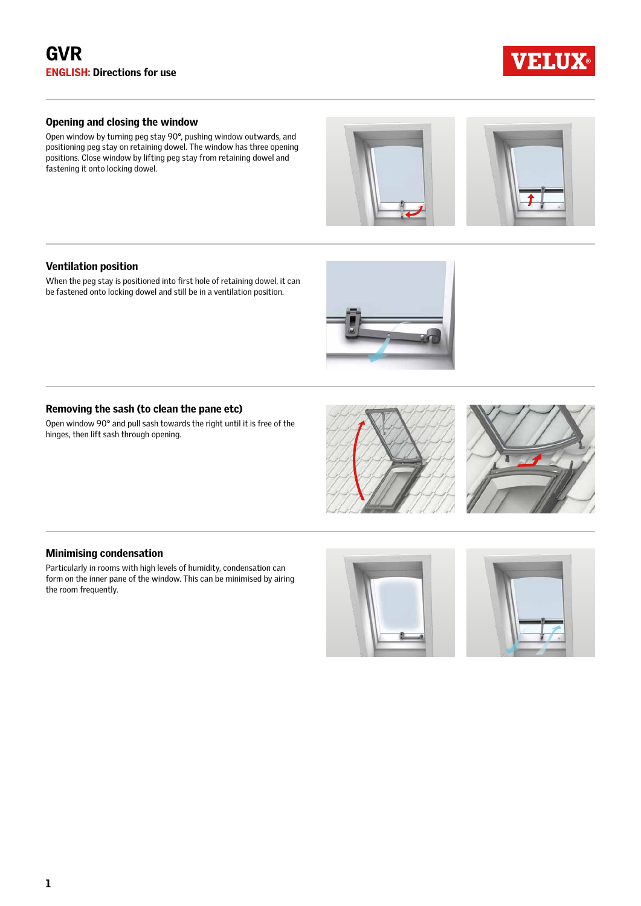# GVR

**ENGLISH: Directions for use**

VELUX®

## Opening and closing the window

Open window by turning peg stay 90°, pushing window outwards, and positioning peg stay on retaining dowel. The window has three opening positions. Close window by lifting peg stay from retaining dowel and fastening it onto locking dowel.

## Ventilation position

When the peg stay is positioned into first hole of retaining dowel, it can be fastened onto locking dowel and still be in a ventilation position.

## Removing the sash (to clean the pane etc)

Open window 90° and pull sash towards the right until it is free of the hinges, then lift sash through opening.

## Minimising condensation

Particularly in rooms with high levels of humidity, condensation can form on the inner pane of the window. This can be minimised by airing the room frequently.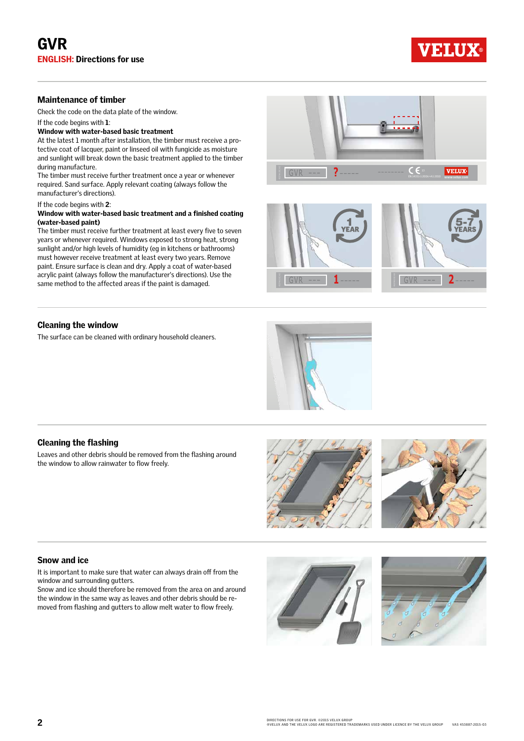# GVR

**ENGLISH:** **Directions for use**

## Maintenance of timber

Check the code on the data plate of the window.

If the code begins with **1**:

**Window with water-based basic treatment**

At the latest 1 month after installation, the timber must receive a protective coat of lacquer, paint or linseed oil with fungicide as moisture and sunlight will break down the basic treatment applied to the timber during manufacture.

The timber must receive further treatment once a year or whenever required. Sand surface. Apply relevant coating (always follow the manufacturer's directions).

If the code begins with **2**:

**Window with water-based basic treatment and a finished coating (water-based paint)**

The timber must receive further treatment at least every five to seven years or whenever required. Windows exposed to strong heat, strong sunlight and/or high levels of humidity (eg in kitchens or bathrooms) must however receive treatment at least every two years. Remove paint. Ensure surface is clean and dry. Apply a coat of water-based acrylic paint (always follow the manufacturer's directions). Use the same method to the affected areas if the paint is damaged.

## Cleaning the window

The surface can be cleaned with ordinary household cleaners.

## Cleaning the flashing

Leaves and other debris should be removed from the flashing around the window to allow rainwater to flow freely.

## Snow and ice

It is important to make sure that water can always drain off from the window and surrounding gutters.

Snow and ice should therefore be removed from the area on and around the window in the same way as leaves and other debris should be removed from flashing and gutters to allow melt water to flow freely.

DIRECTIONS FOR USE FOR GVR. ©2015 VELUX GROUP
®VELUX AND THE VELUX LOGO ARE REGISTERED TRADEMARKS USED UNDER LICENCE BY THE VELUX GROUP VAS 453887-2015-03